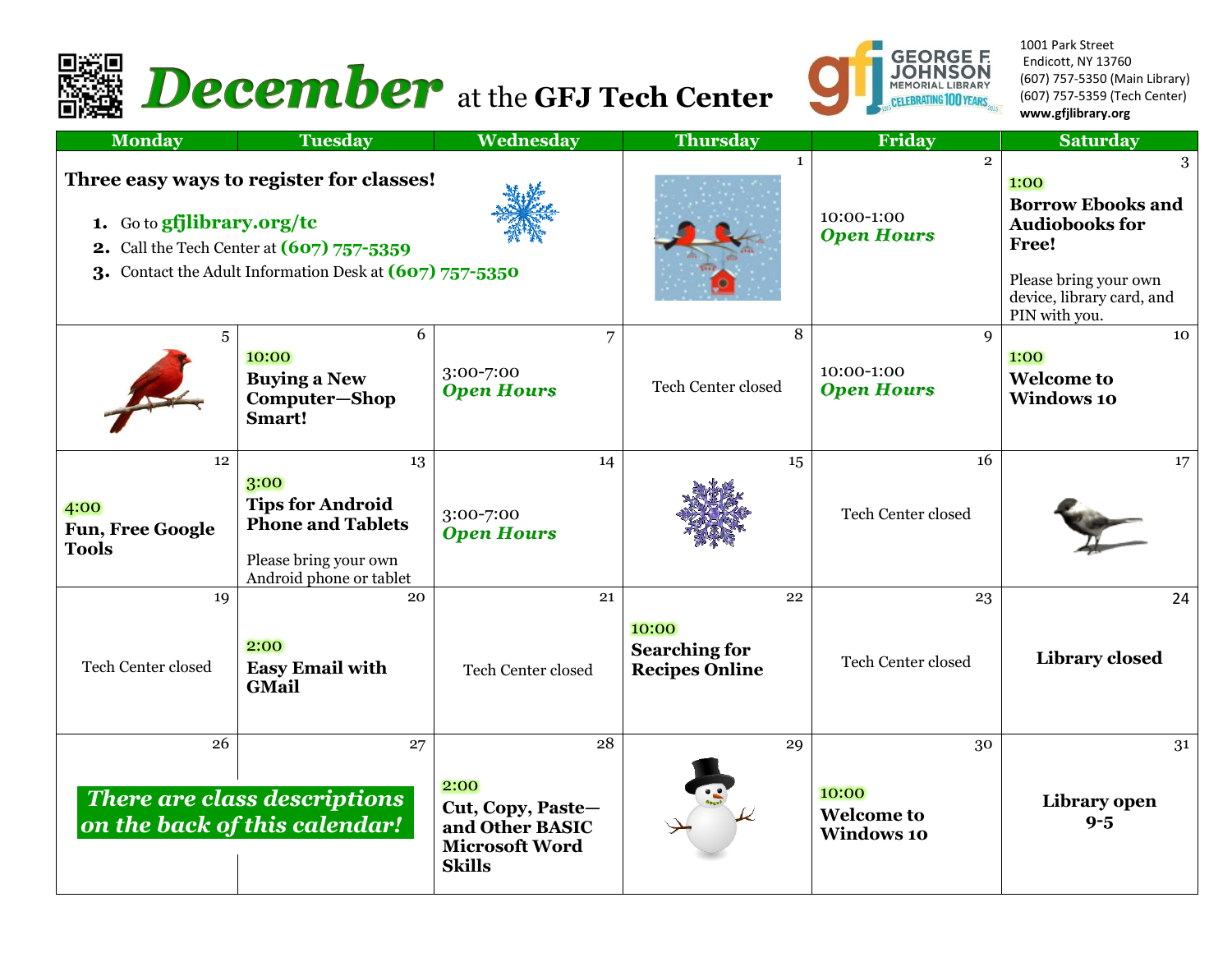# December at the GFJ Tech Center

George F. Johnson Memorial Library — Celebrating 100 Years

1001 Park Street
Endicott, NY 13760
(607) 757-5350 (Main Library)
(607) 757-5359 (Tech Center)
www.gfjlibrary.org

| Monday | Tuesday | Wednesday | Thursday | Friday | Saturday |
|---|---|---|---|---|---|
| **Three easy ways to register for classes!** 1. Go to **gfjlibrary.org/tc** 2. Call the Tech Center at **(607) 757-5359** 3. Contact the Adult Information Desk at **(607) 757-5350** | | | 1 | 2<br>10:00-1:00<br>*Open Hours* | 3<br>1:00<br>**Borrow Ebooks and Audiobooks for Free!**<br>Please bring your own device, library card, and PIN with you. |
| 5 | 6<br>10:00<br>**Buying a New Computer—Shop Smart!** | 7<br>3:00-7:00<br>*Open Hours* | 8<br>Tech Center closed | 9<br>10:00-1:00<br>*Open Hours* | 10<br>1:00<br>**Welcome to Windows 10** |
| 12<br>4:00<br>**Fun, Free Google Tools** | 13<br>3:00<br>**Tips for Android Phone and Tablets**<br>Please bring your own Android phone or tablet | 14<br>3:00-7:00<br>*Open Hours* | 15 | 16<br>Tech Center closed | 17 |
| 19<br>Tech Center closed | 20<br>2:00<br>**Easy Email with GMail** | 21<br>Tech Center closed | 22<br>10:00<br>**Searching for Recipes Online** | 23<br>Tech Center closed | 24<br>**Library closed** |
| 26<br>***There are class descriptions on the back of this calendar!*** | 27 | 28<br>2:00<br>**Cut, Copy, Paste—and Other BASIC Microsoft Word Skills** | 29 | 30<br>10:00<br>**Welcome to Windows 10** | 31<br>**Library open 9-5** |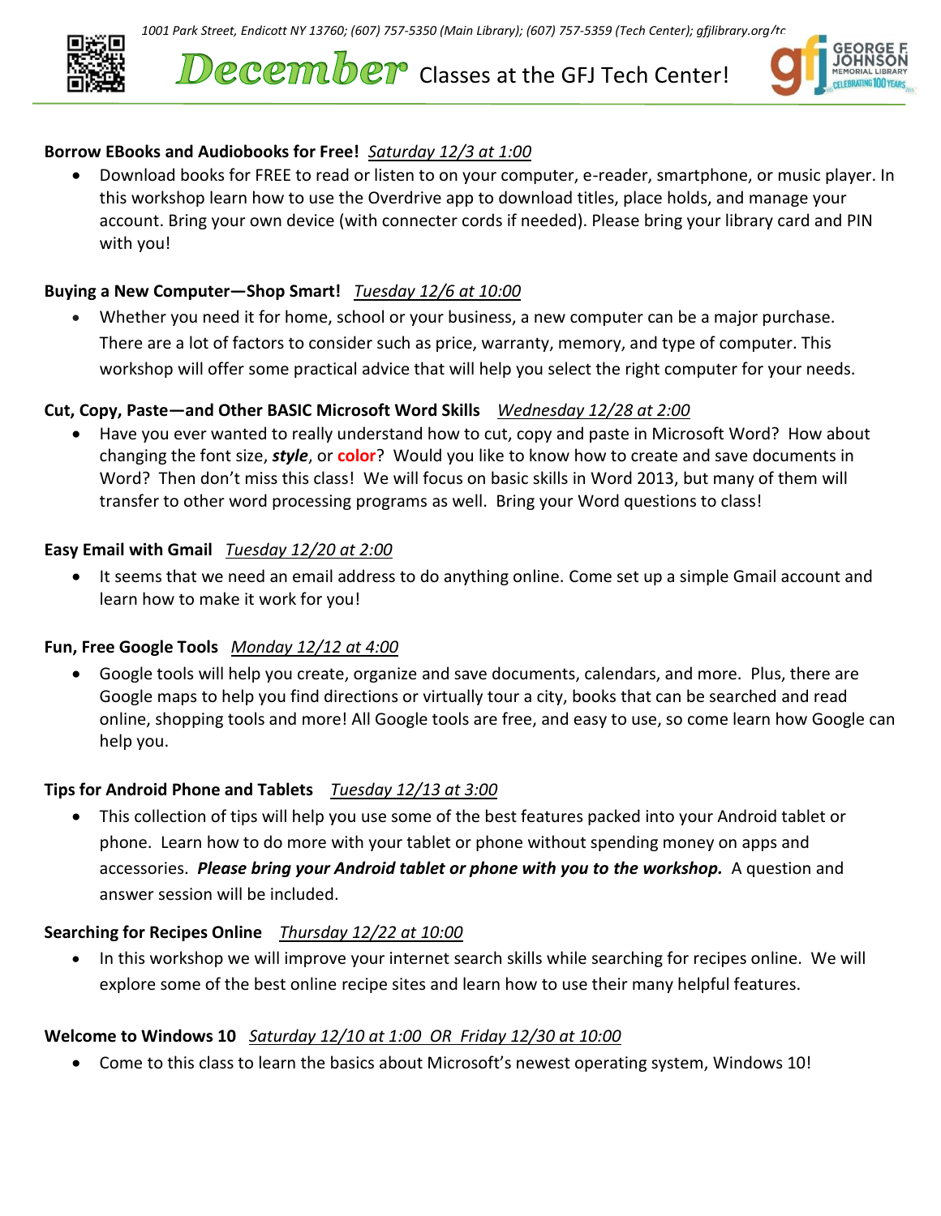1001 Park Street, Endicott NY 13760; (607) 757-5350 (Main Library); (607) 757-5359 (Tech Center); gfjlibrary.org/tc

# *December* Classes at the GFJ Tech Center!

**Borrow EBooks and Audiobooks for Free!** *Saturday 12/3 at 1:00*

- Download books for FREE to read or listen to on your computer, e-reader, smartphone, or music player. In this workshop learn how to use the Overdrive app to download titles, place holds, and manage your account. Bring your own device (with connecter cords if needed). Please bring your library card and PIN with you!

**Buying a New Computer—Shop Smart!** *Tuesday 12/6 at 10:00*

- Whether you need it for home, school or your business, a new computer can be a major purchase. There are a lot of factors to consider such as price, warranty, memory, and type of computer. This workshop will offer some practical advice that will help you select the right computer for your needs.

**Cut, Copy, Paste—and Other BASIC Microsoft Word Skills** *Wednesday 12/28 at 2:00*

- Have you ever wanted to really understand how to cut, copy and paste in Microsoft Word? How about changing the font size, ***style***, or **color**? Would you like to know how to create and save documents in Word? Then don't miss this class! We will focus on basic skills in Word 2013, but many of them will transfer to other word processing programs as well. Bring your Word questions to class!

**Easy Email with Gmail** *Tuesday 12/20 at 2:00*

- It seems that we need an email address to do anything online. Come set up a simple Gmail account and learn how to make it work for you!

**Fun, Free Google Tools** *Monday 12/12 at 4:00*

- Google tools will help you create, organize and save documents, calendars, and more. Plus, there are Google maps to help you find directions or virtually tour a city, books that can be searched and read online, shopping tools and more! All Google tools are free, and easy to use, so come learn how Google can help you.

**Tips for Android Phone and Tablets** *Tuesday 12/13 at 3:00*

- This collection of tips will help you use some of the best features packed into your Android tablet or phone. Learn how to do more with your tablet or phone without spending money on apps and accessories. ***Please bring your Android tablet or phone with you to the workshop.*** A question and answer session will be included.

**Searching for Recipes Online** *Thursday 12/22 at 10:00*

- In this workshop we will improve your internet search skills while searching for recipes online. We will explore some of the best online recipe sites and learn how to use their many helpful features.

**Welcome to Windows 10** *Saturday 12/10 at 1:00 OR Friday 12/30 at 10:00*

- Come to this class to learn the basics about Microsoft's newest operating system, Windows 10!